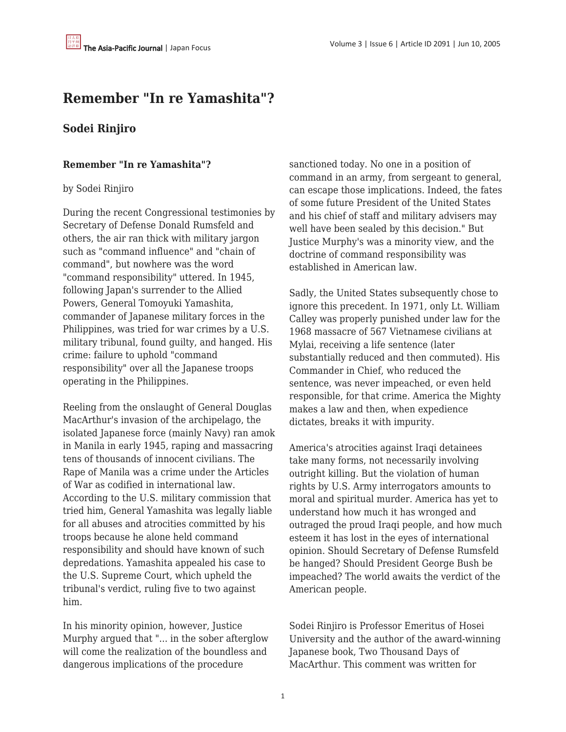# Remember "In re Yamashita"?

## Sodei Rinjiro

**Remember "In re Yamashita"?**

by Sodei Rinjiro

During the recent Congressional testimonies by Secretary of Defense Donald Rumsfeld and others, the air ran thick with military jargon such as "command influence" and "chain of command", but nowhere was the word "command responsibility" uttered. In 1945, following Japan's surrender to the Allied Powers, General Tomoyuki Yamashita, commander of Japanese military forces in the Philippines, was tried for war crimes by a U.S. military tribunal, found guilty, and hanged. His crime: failure to uphold "command responsibility" over all the Japanese troops operating in the Philippines.

Reeling from the onslaught of General Douglas MacArthur's invasion of the archipelago, the isolated Japanese force (mainly Navy) ran amok in Manila in early 1945, raping and massacring tens of thousands of innocent civilians. The Rape of Manila was a crime under the Articles of War as codified in international law. According to the U.S. military commission that tried him, General Yamashita was legally liable for all abuses and atrocities committed by his troops because he alone held command responsibility and should have known of such depredations. Yamashita appealed his case to the U.S. Supreme Court, which upheld the tribunal's verdict, ruling five to two against him.

In his minority opinion, however, Justice Murphy argued that "... in the sober afterglow will come the realization of the boundless and dangerous implications of the procedure sanctioned today. No one in a position of command in an army, from sergeant to general, can escape those implications. Indeed, the fates of some future President of the United States and his chief of staff and military advisers may well have been sealed by this decision." But Justice Murphy's was a minority view, and the doctrine of command responsibility was established in American law.

Sadly, the United States subsequently chose to ignore this precedent. In 1971, only Lt. William Calley was properly punished under law for the 1968 massacre of 567 Vietnamese civilians at Mylai, receiving a life sentence (later substantially reduced and then commuted). His Commander in Chief, who reduced the sentence, was never impeached, or even held responsible, for that crime. America the Mighty makes a law and then, when expedience dictates, breaks it with impurity.

America's atrocities against Iraqi detainees take many forms, not necessarily involving outright killing. But the violation of human rights by U.S. Army interrogators amounts to moral and spiritual murder. America has yet to understand how much it has wronged and outraged the proud Iraqi people, and how much esteem it has lost in the eyes of international opinion. Should Secretary of Defense Rumsfeld be hanged? Should President George Bush be impeached? The world awaits the verdict of the American people.

Sodei Rinjiro is Professor Emeritus of Hosei University and the author of the award-winning Japanese book, Two Thousand Days of MacArthur. This comment was written for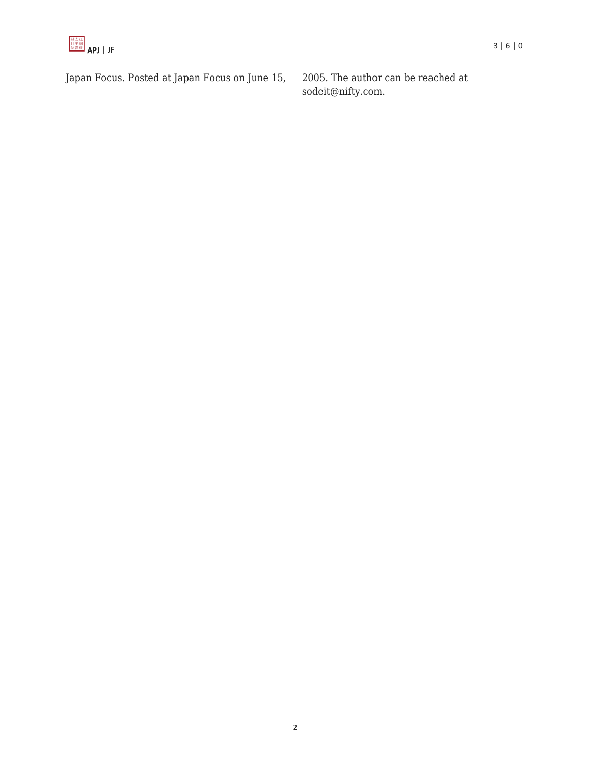Japan Focus. Posted at Japan Focus on June 15, 2005. The author can be reached at sodeit@nifty.com.